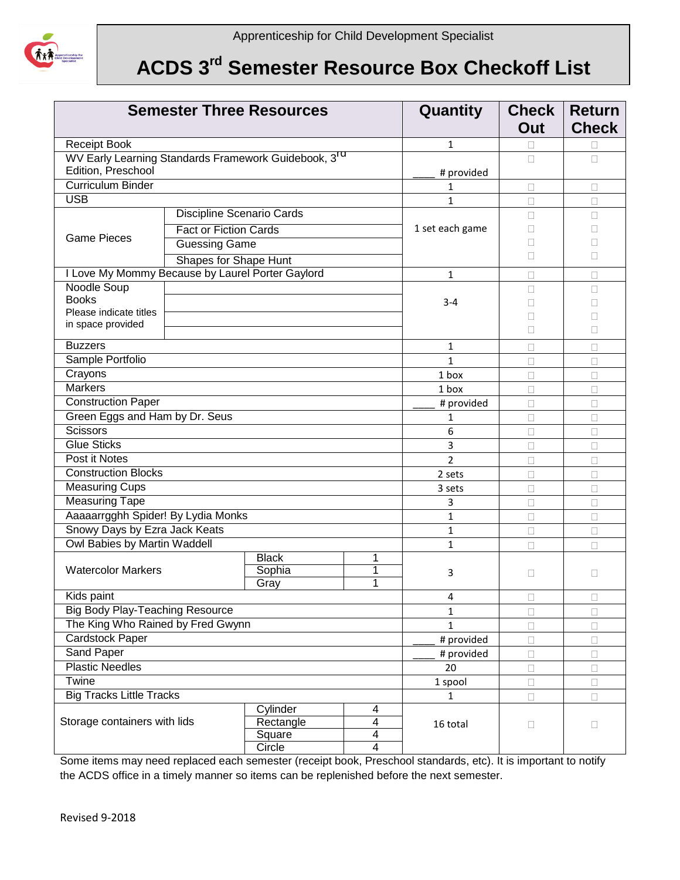Apprenticeship for Child Development Specialist

# ACDS 3rd Semester Resource Box Checkoff List

| Semester Three Resources | | | Quantity | Check Out | Return Check |
|---|---|---|---|---|---|
| Receipt Book | | | 1 | ☐ | ☐ |
| WV Early Learning Standards Framework Guidebook, 3rd Edition, Preschool | | | ____ # provided | ☐ | ☐ |
| Curriculum Binder | | | 1 | ☐ | ☐ |
| USB | | | 1 | ☐ | ☐ |
| Game Pieces | Discipline Scenario Cards | | 1 set each game | ☐ | ☐ |
| | Fact or Fiction Cards | | | ☐ | ☐ |
| | Guessing Game | | | ☐ | ☐ |
| | Shapes for Shape Hunt | | | ☐ | ☐ |
| I Love My Mommy Because by Laurel Porter Gaylord | | | 1 | ☐ | ☐ |
| Noodle Soup Books Please indicate titles in space provided | | | 3-4 | ☐ | ☐ |
| | | | | ☐ | ☐ |
| | | | | ☐ | ☐ |
| | | | | ☐ | ☐ |
| Buzzers | | | 1 | ☐ | ☐ |
| Sample Portfolio | | | 1 | ☐ | ☐ |
| Crayons | | | 1 box | ☐ | ☐ |
| Markers | | | 1 box | ☐ | ☐ |
| Construction Paper | | | ____ # provided | ☐ | ☐ |
| Green Eggs and Ham by Dr. Seus | | | 1 | ☐ | ☐ |
| Scissors | | | 6 | ☐ | ☐ |
| Glue Sticks | | | 3 | ☐ | ☐ |
| Post it Notes | | | 2 | ☐ | ☐ |
| Construction Blocks | | | 2 sets | ☐ | ☐ |
| Measuring Cups | | | 3 sets | ☐ | ☐ |
| Measuring Tape | | | 3 | ☐ | ☐ |
| Aaaaarrgghh Spider! By Lydia Monks | | | 1 | ☐ | ☐ |
| Snowy Days by Ezra Jack Keats | | | 1 | ☐ | ☐ |
| Owl Babies by Martin Waddell | | | 1 | ☐ | ☐ |
| Watercolor Markers | Black | 1 | 3 | ☐ | ☐ |
| | Sophia | 1 | | | |
| | Gray | 1 | | | |
| Kids paint | | | 4 | ☐ | ☐ |
| Big Body Play-Teaching Resource | | | 1 | ☐ | ☐ |
| The King Who Rained by Fred Gwynn | | | 1 | ☐ | ☐ |
| Cardstock Paper | | | ____ # provided | ☐ | ☐ |
| Sand Paper | | | ____ # provided | ☐ | ☐ |
| Plastic Needles | | | 20 | ☐ | ☐ |
| Twine | | | 1 spool | ☐ | ☐ |
| Big Tracks Little Tracks | | | 1 | ☐ | ☐ |
| Storage containers with lids | Cylinder | 4 | 16 total | ☐ | ☐ |
| | Rectangle | 4 | | | |
| | Square | 4 | | | |
| | Circle | 4 | | | |

Some items may need replaced each semester (receipt book, Preschool standards, etc). It is important to notify the ACDS office in a timely manner so items can be replenished before the next semester.

Revised 9-2018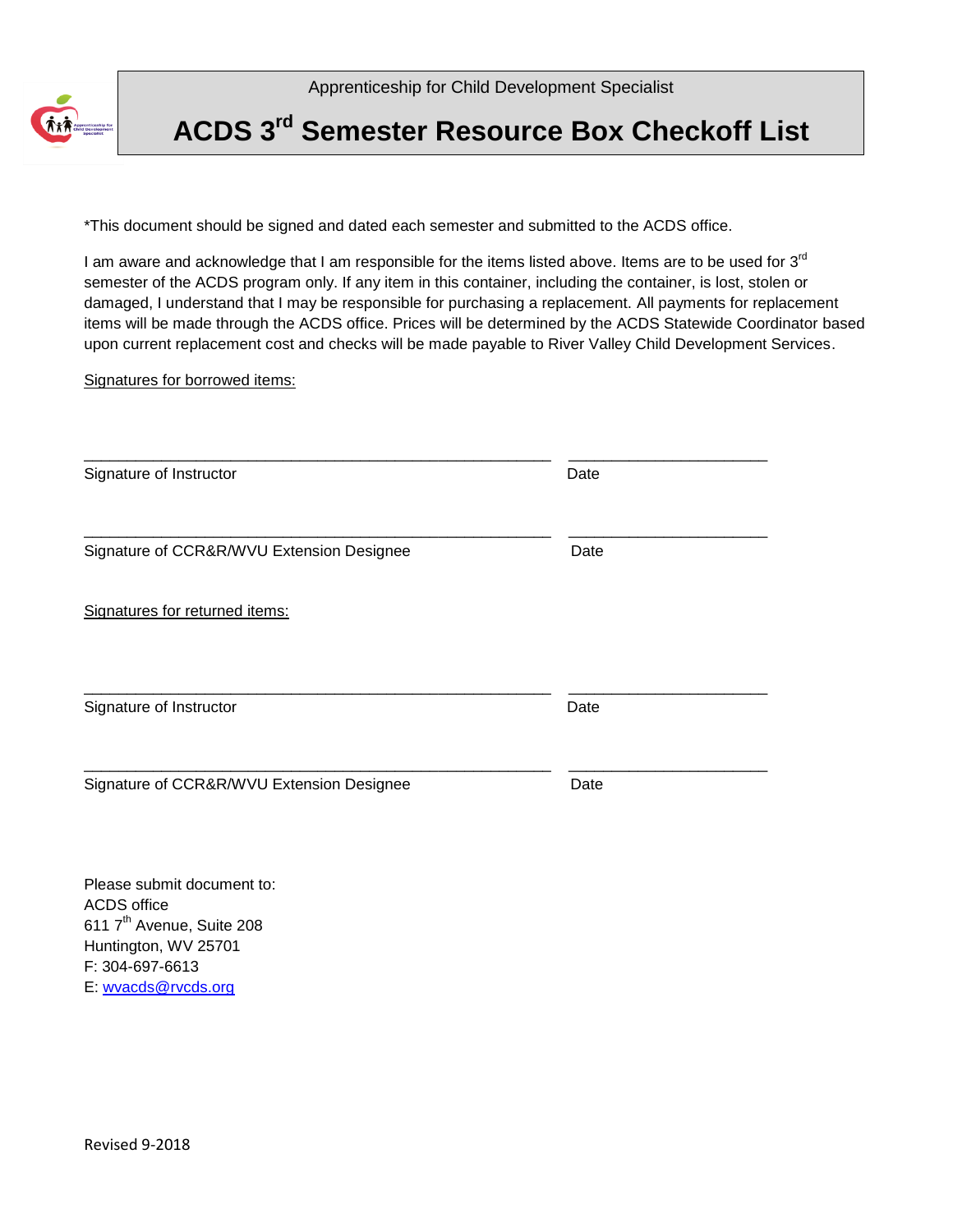Apprenticeship for Child Development Specialist

# ACDS 3rd Semester Resource Box Checkoff List

*This document should be signed and dated each semester and submitted to the ACDS office.

I am aware and acknowledge that I am responsible for the items listed above. Items are to be used for 3rd semester of the ACDS program only. If any item in this container, including the container, is lost, stolen or damaged, I understand that I may be responsible for purchasing a replacement. All payments for replacement items will be made through the ACDS office. Prices will be determined by the ACDS Statewide Coordinator based upon current replacement cost and checks will be made payable to River Valley Child Development Services.

Signatures for borrowed items:

\_\_\_\_\_\_\_\_\_\_\_\_\_\_\_\_\_\_\_\_\_\_\_\_\_\_\_\_\_\_\_\_\_\_\_\_\_\_\_\_\_\_\_\_\_\_\_\_ \_\_\_\_\_\_\_\_\_\_\_\_\_\_\_\_\_\_\_\_\_

Signature of Instructor Date

\_\_\_\_\_\_\_\_\_\_\_\_\_\_\_\_\_\_\_\_\_\_\_\_\_\_\_\_\_\_\_\_\_\_\_\_\_\_\_\_\_\_\_\_\_\_\_\_ \_\_\_\_\_\_\_\_\_\_\_\_\_\_\_\_\_\_\_\_\_

Signature of CCR&R/WVU Extension Designee Date

Signatures for returned items:

\_\_\_\_\_\_\_\_\_\_\_\_\_\_\_\_\_\_\_\_\_\_\_\_\_\_\_\_\_\_\_\_\_\_\_\_\_\_\_\_\_\_\_\_\_\_\_\_ \_\_\_\_\_\_\_\_\_\_\_\_\_\_\_\_\_\_\_\_\_

Signature of Instructor Date

\_\_\_\_\_\_\_\_\_\_\_\_\_\_\_\_\_\_\_\_\_\_\_\_\_\_\_\_\_\_\_\_\_\_\_\_\_\_\_\_\_\_\_\_\_\_\_\_ \_\_\_\_\_\_\_\_\_\_\_\_\_\_\_\_\_\_\_\_\_

Signature of CCR&R/WVU Extension Designee Date

Please submit document to:
ACDS office
611 7th Avenue, Suite 208
Huntington, WV 25701
F: 304-697-6613
E: wvacds@rvcds.org

Revised 9-2018